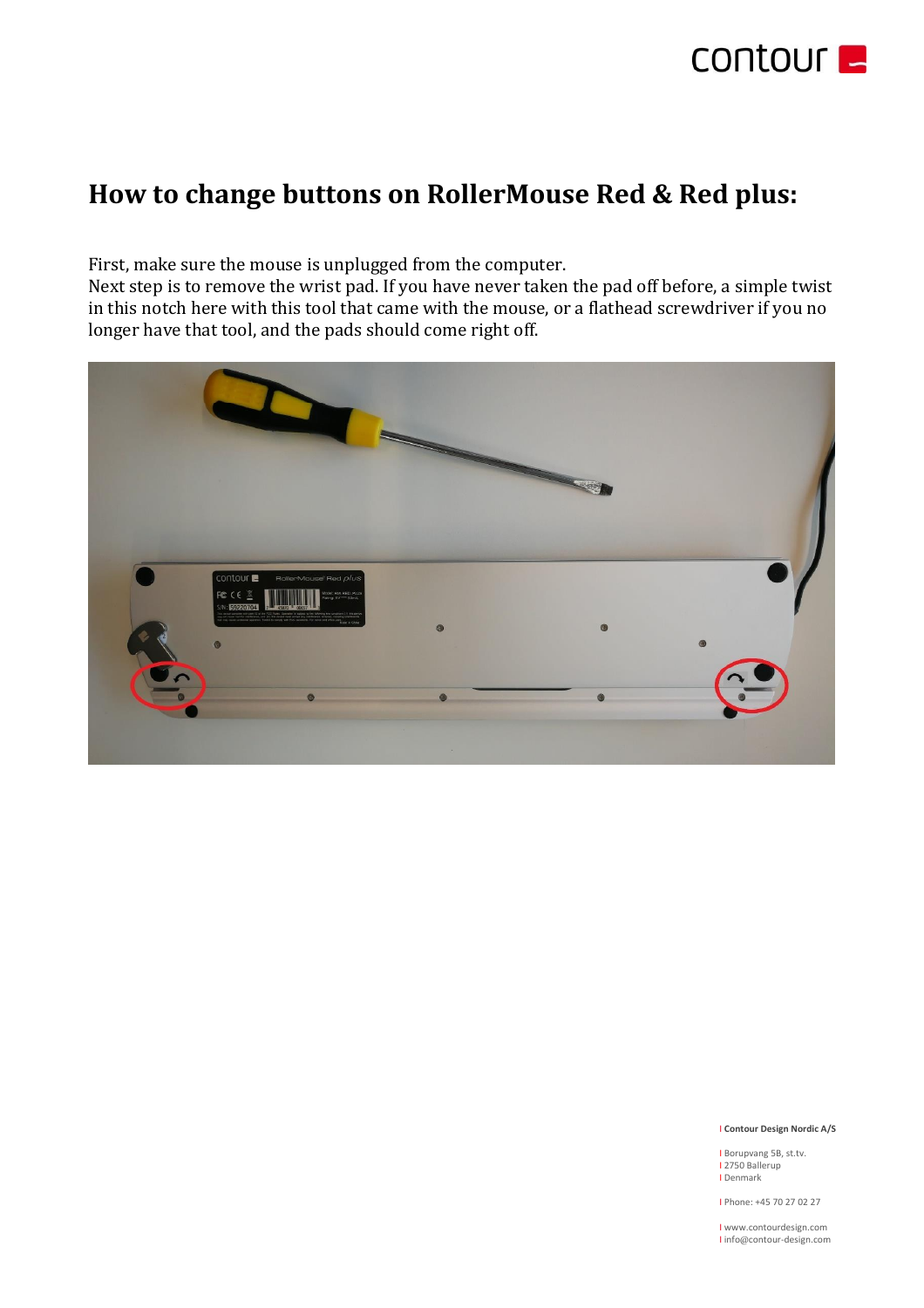# How to change buttons on RollerMouse Red & Red plus:

First, make sure the mouse is unplugged from the computer.
Next step is to remove the wrist pad. If you have never taken the pad off before, a simple twist in this notch here with this tool that came with the mouse, or a flathead screwdriver if you no longer have that tool, and the pads should come right off.

**Contour Design Nordic A/S**

Borupvang 5B, st.tv.
2750 Ballerup
Denmark

Phone: +45 70 27 02 27

www.contourdesign.com
info@contour-design.com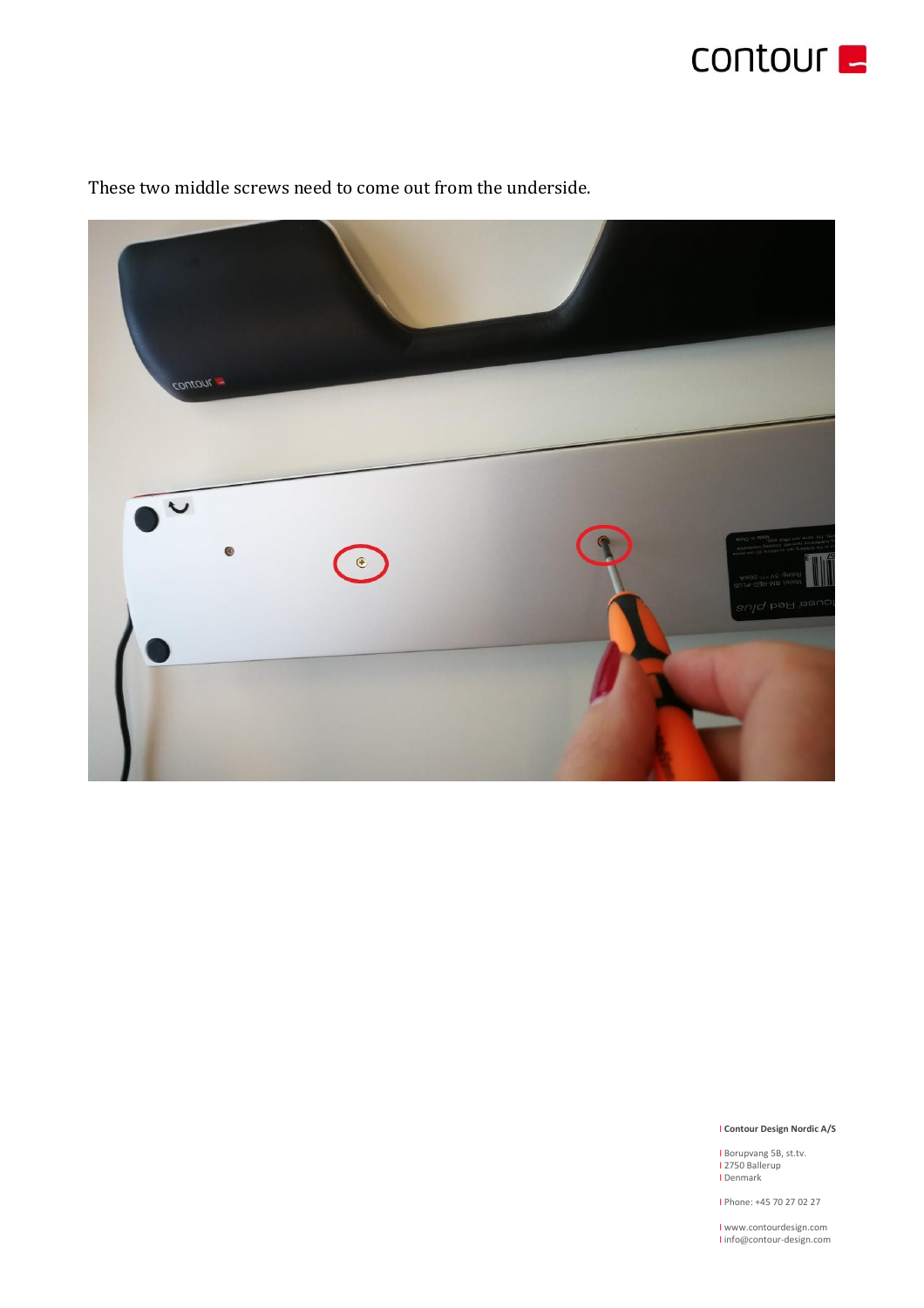These two middle screws need to come out from the underside.

**Contour Design Nordic A/S**

Borupvang 5B, st.tv.
2750 Ballerup
Denmark

Phone: +45 70 27 02 27

www.contourdesign.com
info@contour-design.com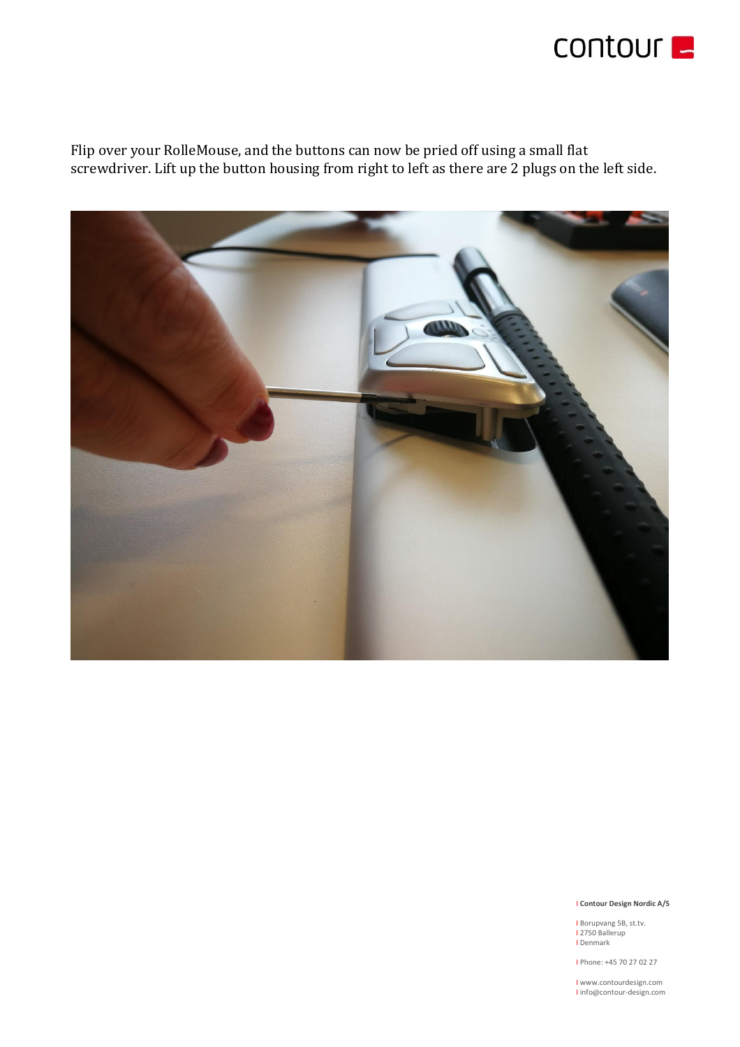Flip over your RolleMouse, and the buttons can now be pried off using a small flat screwdriver. Lift up the button housing from right to left as there are 2 plugs on the left side.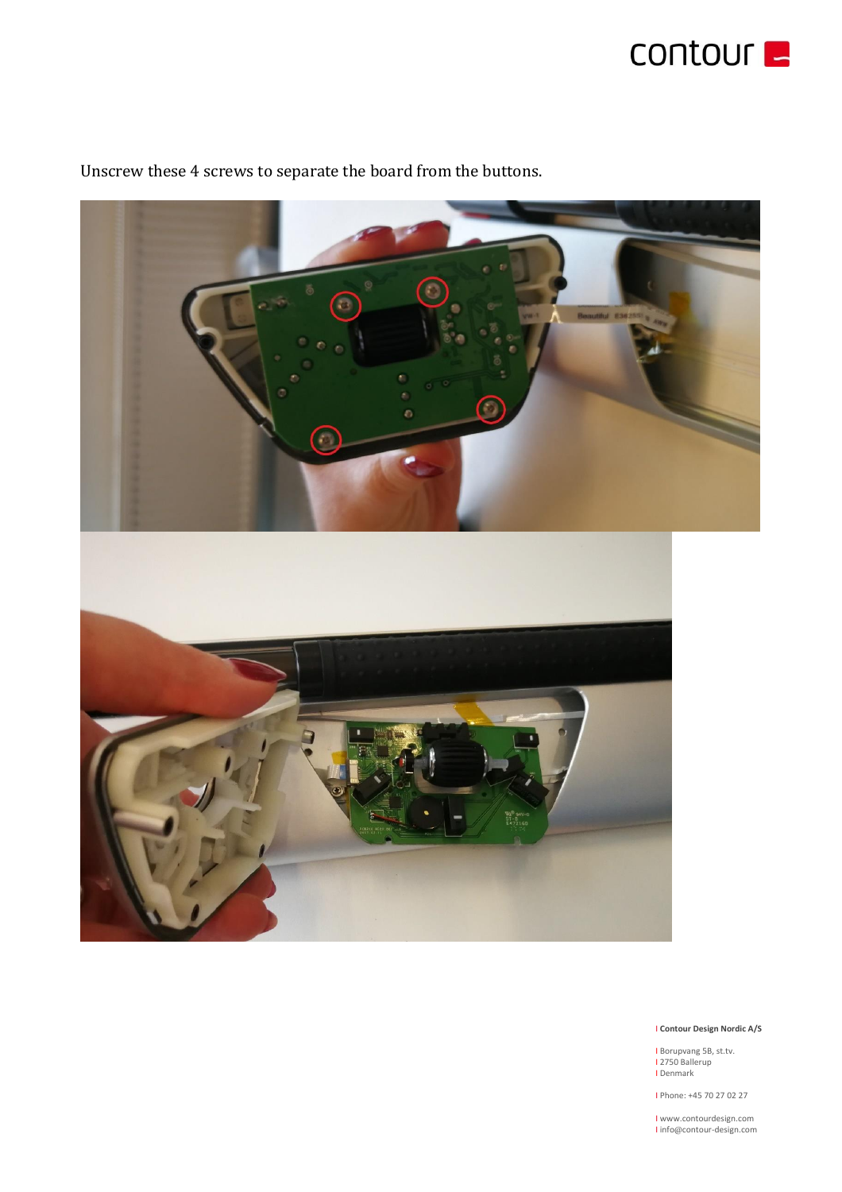Unscrew these 4 screws to separate the board from the buttons.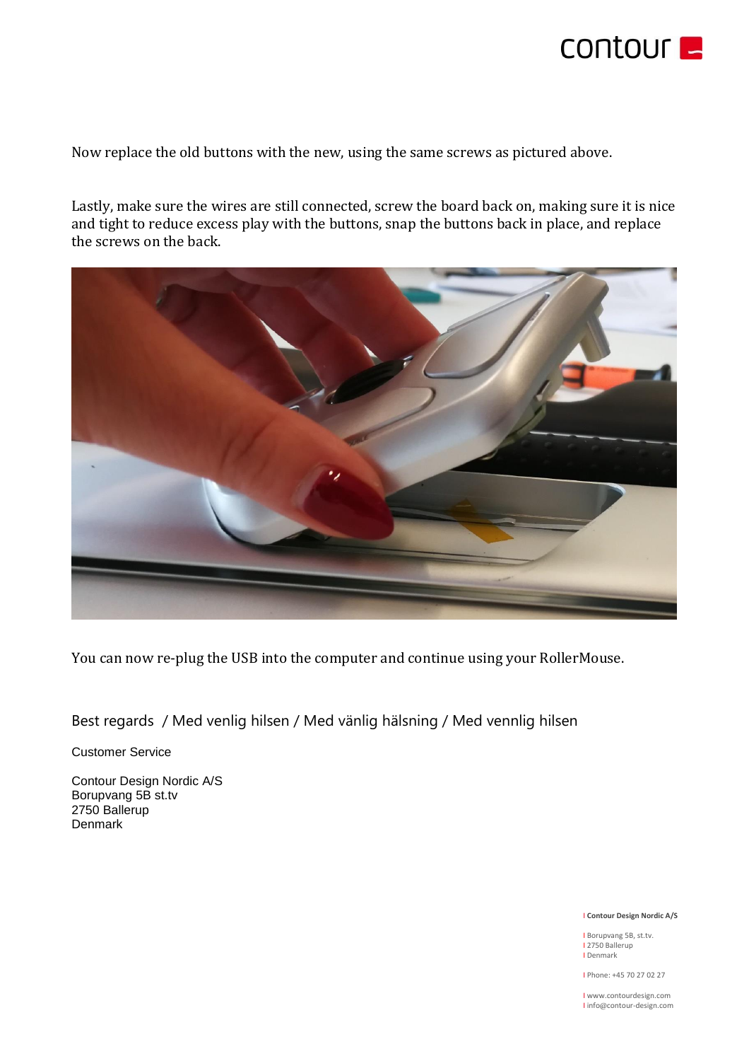Now replace the old buttons with the new, using the same screws as pictured above.

Lastly, make sure the wires are still connected, screw the board back on, making sure it is nice and tight to reduce excess play with the buttons, snap the buttons back in place, and replace the screws on the back.

You can now re-plug the USB into the computer and continue using your RollerMouse.

Best regards / Med venlig hilsen / Med vänlig hälsning / Med vennlig hilsen

Customer Service

Contour Design Nordic A/S
Borupvang 5B st.tv
2750 Ballerup
Denmark

**Contour Design Nordic A/S**

Borupvang 5B, st.tv.
2750 Ballerup
Denmark

Phone: +45 70 27 02 27

www.contourdesign.com
info@contour-design.com